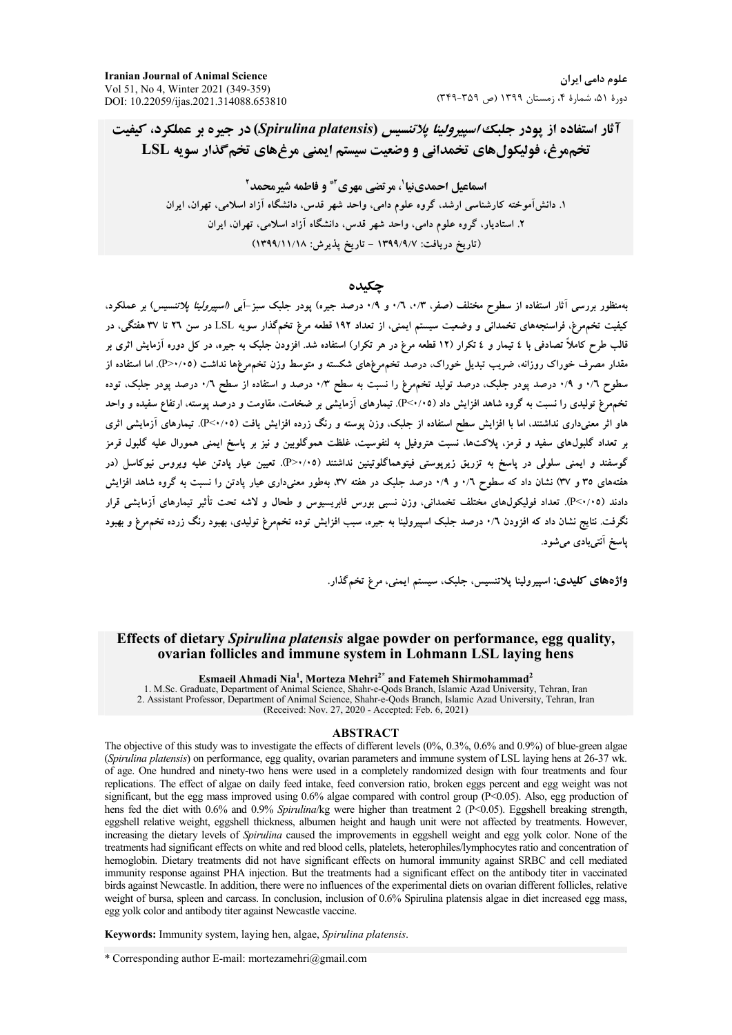# آثار استفاده از پودر جلبک *اسپیرولینا پلاتنسیس* (*Spirulina platensis*) در جیره بر عملکرد، کیفیت تخم‌مرغ، فولیکول‌های تخمدانی و وضعیت سیستم ایمنی مرغ‌های تخم‌گذار سویه LSL

**اسماعیل احمدی‌نیا[1]، مرتضی مهری[2*] و فاطمه شیرمحمد[2]**

۱. دانش‌آموخته کارشناسی ارشد، گروه علوم دامی، واحد شهر قدس، دانشگاه آزاد اسلامی، تهران، ایران

۲. استادیار، گروه علوم دامی، واحد شهر قدس، دانشگاه آزاد اسلامی، تهران، ایران

(تاریخ دریافت: ۱۳۹۹/۹/۷ - تاریخ پذیرش: ۱۳۹۹/۱۱/۱۸)

## چکیده

به‌منظور بررسی آثار استفاده از سطوح مختلف (صفر، ۰/۳، ۰/۶ و ۰/۹ درصد جیره) پودر جلبک سبز-آبی (*اسپیرولینا پلاتنسیس*) بر عملکرد، کیفیت تخم‌مرغ، فراسنجه‌های تخمدانی و وضعیت سیستم ایمنی، از تعداد ۱۹۲ قطعه مرغ تخم‌گذار سویه LSL در سن ۲۶ تا ۳۷ هفتگی، در قالب طرح کاملاً تصادفی با ۴ تیمار و ۴ تکرار (۱۲ قطعه مرغ در هر تکرار) استفاده شد. افزودن جلبک به جیره، در کل دوره آزمایش اثری بر مقدار مصرف خوراک روزانه، ضریب تبدیل خوراک، درصد تخم‌مرغ‌های شکسته و متوسط وزن تخم‌مرغ‌ها نداشت (P>۰/۰۵). اما استفاده از سطوح ۰/۶ و ۰/۹ درصد پودر جلبک، درصد تولید تخم‌مرغ را نسبت به سطح ۰/۳ درصد و استفاده از سطح ۰/۶ درصد پودر جلبک، توده تخم‌مرغ تولیدی را نسبت به گروه شاهد افزایش داد (P<۰/۰۵). تیمارهای آزمایشی بر ضخامت، مقاومت و درصد پوسته، ارتفاع سفیده و واحد هاو اثر معنی‌داری نداشتند، اما با افزایش سطح استفاده از جلبک، وزن پوسته و رنگ زرده افزایش یافت (P<۰/۰۵). تیمارهای آزمایشی اثری بر تعداد گلبول‌های سفید و قرمز، پلاکت‌ها، نسبت هتروفیل به لنفوسیت، غلظت هموگلوبین و نیز بر پاسخ ایمنی همورال علیه گلبول قرمز گوسفند و ایمنی سلولی در پاسخ به تزریق زیرپوستی فیتوهماگلوتینین نداشتند (P>۰/۰۵). تعیین عیار پادتن علیه ویروس نیوکاسل (در هفته‌های ۳۵ و ۳۷) نشان داد که سطوح ۰/۶ و ۰/۹ درصد جلبک در هفته ۳۷، به‌طور معنی‌داری عیار پادتن را نسبت به گروه شاهد افزایش دادند (P<۰/۰۵). تعداد فولیکول‌های مختلف تخمدانی، وزن نسبی بورس فابریسیوس و طحال و لاشه تحت تأثیر تیمارهای آزمایشی قرار نگرفت. نتایج نشان داد که افزودن ۰/۶ درصد جلبک اسپیرولینا به جیره، سبب افزایش توده تخم‌مرغ تولیدی، بهبود رنگ زرده تخم‌مرغ و بهبود پاسخ آنتی‌بادی می‌شود.

**واژه‌های کلیدی:** اسپیرولینا پلاتنسیس، جلبک، سیستم ایمنی، مرغ تخم‌گذار.

# Effects of dietary *Spirulina platensis* algae powder on performance, egg quality, ovarian follicles and immune system in Lohmann LSL laying hens

**Esmaeil Ahmadi Nia[1], Morteza Mehri[2*] and Fatemeh Shirmohammad[2]**

1. M.Sc. Graduate, Department of Animal Science, Shahr-e-Qods Branch, Islamic Azad University, Tehran, Iran
2. Assistant Professor, Department of Animal Science, Shahr-e-Qods Branch, Islamic Azad University, Tehran, Iran

(Received: Nov. 27, 2020 - Accepted: Feb. 6, 2021)

## ABSTRACT

The objective of this study was to investigate the effects of different levels (0%, 0.3%, 0.6% and 0.9%) of blue-green algae (*Spirulina platensis*) on performance, egg quality, ovarian parameters and immune system of LSL laying hens at 26-37 wk. of age. One hundred and ninety-two hens were used in a completely randomized design with four treatments and four replications. The effect of algae on daily feed intake, feed conversion ratio, broken eggs percent and egg weight was not significant, but the egg mass improved using 0.6% algae compared with control group ($P<0.05$). Also, egg production of hens fed the diet with 0.6% and 0.9% *Spirulina*/kg were higher than treatment 2 ($P<0.05$). Eggshell breaking strength, eggshell relative weight, eggshell thickness, albumen height and haugh unit were not affected by treatments. However, increasing the dietary levels of *Spirulina* caused the improvements in eggshell weight and egg yolk color. None of the treatments had significant effects on white and red blood cells, platelets, heterophiles/lymphocytes ratio and concentration of hemoglobin. Dietary treatments did not have significant effects on humoral immunity against SRBC and cell mediated immunity response against PHA injection. But the treatments had a significant effect on the antibody titer in vaccinated birds against Newcastle. In addition, there were no influences of the experimental diets on ovarian different follicles, relative weight of bursa, spleen and carcass. In conclusion, inclusion of 0.6% Spirulina platensis algae in diet increased egg mass, egg yolk color and antibody titer against Newcastle vaccine.

**Keywords:** Immunity system, laying hen, algae, *Spirulina platensis*.

* Corresponding author E-mail: mortezamehri@gmail.com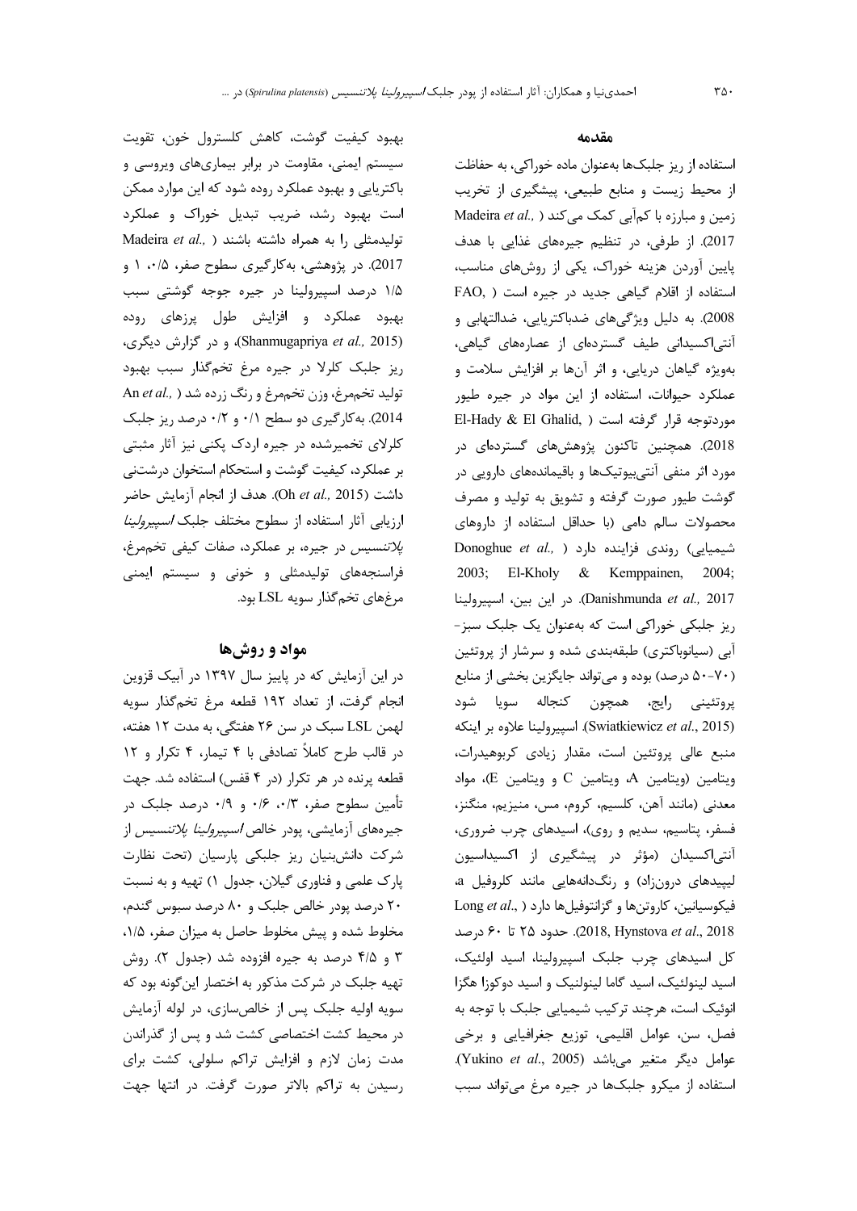## مقدمه

استفاده از ریز جلبک‌ها به‌عنوان ماده خوراکی، به حفاظت از محیط زیست و منابع طبیعی، پیشگیری از تخریب زمین و مبارزه با کم‌آبی کمک می‌کند (Madeira *et al.*, 2017). از طرفی، در تنظیم جیره‌های غذایی با هدف پایین آوردن هزینه خوراک، یکی از روش‌های مناسب، استفاده از اقلام گیاهی جدید در جیره است (FAO, 2008). به دلیل ویژگی‌های ضدباکتریایی، ضدالتهابی و آنتی‌اکسیدانی طیف گسترده‌ای از عصاره‌های گیاهی، به‌ویژه گیاهان دریایی، و اثر آن‌ها بر افزایش سلامت و عملکرد حیوانات، استفاده از این مواد در جیره طیور موردتوجه قرار گرفته است (El-Hady & El Ghalid, 2018). همچنین تاکنون پژوهش‌های گسترده‌ای در مورد اثر منفی آنتی‌بیوتیک‌ها و باقیمانده‌های دارویی در گوشت طیور صورت گرفته و تشویق به تولید و مصرف محصولات سالم دامی (با حداقل استفاده از داروهای شیمیایی) روندی فزاینده دارد (Donoghue *et al.*, 2003; El-Kholy & Kemppainen, 2004; Danishmunda *et al.,* 2017). در این بین، اسپیرولینا ریز جلبکی خوراکی است که به‌عنوان یک جلبک سبز-آبی (سیانوباکتری) طبقه‌بندی شده و سرشار از پروتئین (۷۰-۵۰ درصد) بوده و می‌تواند جایگزین بخشی از منابع پروتئینی رایج، همچون کنجاله سویا شود (Swiatkiewicz *et al*., 2015). اسپیرولینا علاوه بر اینکه منبع عالی پروتئین است، مقدار زیادی کربوهیدرات، ویتامین (ویتامین A، ویتامین C و ویتامین E)، مواد معدنی (مانند آهن، کلسیم، کروم، مس، منیزیم، منگنز، فسفر، پتاسیم، سدیم و روی)، اسیدهای چرب ضروری، آنتی‌اکسیدان (مؤثر در پیشگیری از اکسیداسیون لیپیدهای درون‌زاد) و رنگدانه‌هایی مانند کلروفیل a، فیکوسیانین، کاروتن‌ها و گزانتوفیل‌ها دارد (Long *et al*., 2018, Hynstova *et al*., 2018). حدود ۲۵ تا ۶۰ درصد کل اسیدهای چرب جلبک اسپیرولینا، اسید اولئیک، اسید لینولئیک، اسید گاما لینولنیک و اسید دوکوزا هگزا انوئیک است، هرچند ترکیب شیمیایی جلبک با توجه به فصل، سن، عوامل اقلیمی، توزیع جغرافیایی و برخی عوامل دیگر متغیر می‌باشد (Yukino *et al*., 2005). استفاده از میکرو جلبک‌ها در جیره مرغ می‌تواند سبب بهبود کیفیت گوشت، کاهش کلسترول خون، تقویت سیستم ایمنی، مقاومت در برابر بیماری‌های ویروسی و باکتریایی و بهبود عملکرد روده شود که این موارد ممکن است بهبود رشد، ضریب تبدیل خوراک و عملکرد تولیدمثلی را به همراه داشته باشند (Madeira *et al.*, 2017). در پژوهشی، به‌کارگیری سطوح صفر، ۰/۵، ۱ و ۱/۵ درصد اسپیرولینا در جیره جوجه گوشتی سبب بهبود عملکرد و افزایش طول پرزهای روده (Shanmugapriya *et al.,* 2015)، و در گزارش دیگری، ریز جلبک کلرلا در جیره مرغ تخم‌گذار سبب بهبود تولید تخم‌مرغ، وزن تخم‌مرغ و رنگ زرده شد (An *et al.*, 2014). به‌کارگیری دو سطح ۰/۱ و ۰/۲ درصد ریز جلبک کلرلای تخمیرشده در جیره اردک پکنی نیز آثار مثبتی بر عملکرد، کیفیت گوشت و استحکام استخوان درشتنی داشت (Oh *et al.,* 2015). هدف از انجام آزمایش حاضر ارزیابی آثار استفاده از سطوح مختلف جلبک *اسپیرولینا پلاتنسیس* در جیره، بر عملکرد، صفات کیفی تخم‌مرغ، فراسنجه‌های تولیدمثلی و خونی و سیستم ایمنی مرغ‌های تخم‌گذار سویه LSL بود.

## مواد و روش‌ها

در این آزمایش که در پاییز سال ۱۳۹۷ در آبیک قزوین انجام گرفت، از تعداد ۱۹۲ قطعه مرغ تخم‌گذار سویه لهمن LSL سبک در سن ۲۶ هفتگی، به مدت ۱۲ هفته، در قالب طرح کاملاً تصادفی با ۴ تیمار، ۴ تکرار و ۱۲ قطعه پرنده در هر تکرار (در ۴ قفس) استفاده شد. جهت تأمین سطوح صفر، ۰/۳، ۰/۶ و ۰/۹ درصد جلبک در جیره‌های آزمایشی، پودر خالص *اسپیرولینا پلاتنسیس* از شرکت دانش‌بنیان ریز جلبکی پارسیان (تحت نظارت پارک علمی و فناوری گیلان، جدول ۱) تهیه و به نسبت ۲۰ درصد پودر خالص جلبک و ۸۰ درصد سبوس گندم، مخلوط شده و پیش مخلوط حاصل به میزان صفر، ۱/۵، ۳ و ۴/۵ درصد به جیره افزوده شد (جدول ۲). روش تهیه جلبک در شرکت مذکور به اختصار این‌گونه بود که سویه اولیه جلبک پس از خالص‌سازی، در لوله آزمایش در محیط کشت اختصاصی کشت شد و پس از گذراندن مدت زمان لازم و افزایش تراکم سلولی، کشت برای رسیدن به تراکم بالاتر صورت گرفت. در انتها جهت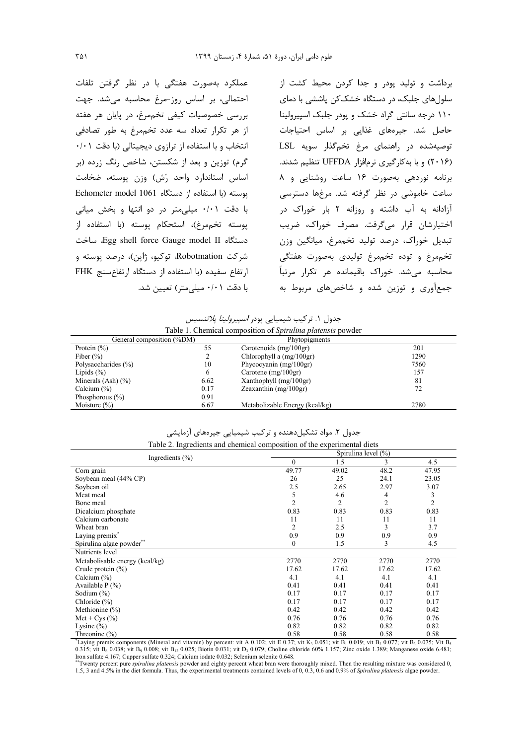برداشت و تولید پودر و جدا کردن محیط کشت از سلول‌های جلبک، در دستگاه خشک‌کن پاششی با دمای ۱۱۰ درجه سانتی گراد خشک و پودر جلبک اسپیرولینا حاصل شد. جیره‌های غذایی بر اساس احتیاجات توصیه‌شده در راهنمای مرغ تخم‌گذار سویه LSL (۲۰۱۶) و با به‌کارگیری نرم‌افزار UFFDA تنظیم شدند. برنامه نوردهی به‌صورت ۱۶ ساعت روشنایی و ۸ ساعت خاموشی در نظر گرفته شد. مرغ‌ها دسترسی آزادانه به آب داشته و روزانه ۲ بار خوراک در اختیارشان قرار می‌گرفت. مصرف خوراک، ضریب تبدیل خوراک، درصد تولید تخم‌مرغ، میانگین وزن تخم‌مرغ و توده تخم‌مرغ تولیدی به‌صورت هفتگی محاسبه می‌شد. خوراک باقیمانده هر تکرار مرتباً جمع‌آوری و توزین شده و شاخص‌های مربوط به عملکرد به‌صورت هفتگی با در نظر گرفتن تلفات احتمالی، بر اساس روز-مرغ محاسبه می‌شد. جهت بررسی خصوصیات کیفی تخم‌مرغ، در پایان هر هفته از هر تکرار تعداد سه عدد تخم‌مرغ به طور تصادفی انتخاب و با استفاده از ترازوی دیجیتالی (با دقت ۰/۰۱ گرم) توزین و بعد از شکستن، شاخص رنگ زرده (بر اساس استاندارد واحد رُش) وزن پوسته، ضخامت پوسته (با استفاده از دستگاه Echometer model 1061 با دقت ۰/۰۱ میلی‌متر در دو انتها و بخش میانی پوسته تخم‌مرغ)، استحکام پوسته (با استفاده از دستگاه Egg shell force Gauge model II، ساخت شرکت Robotmation، توکیو، ژاپن)، درصد پوسته و ارتفاع سفیده (با استفاده از دستگاه ارتفاع‌سنج FHK با دقت ۰/۰۱ میلی‌متر) تعیین شد.

جدول ۱. ترکیب شیمیایی پودر *اسپیرولینا پلاتنسیس*

Table 1. Chemical composition of *Spirulina platensis* powder

| General composition (%DM) | | Phytopigments | |
|---|---|---|---|
| Protein (%) | 55 | Carotenoids (mg/100gr) | 201 |
| Fiber (%) | 2 | Chlorophyll a (mg/100gr) | 1290 |
| Polysaccharides (%) | 10 | Phycocyanin (mg/100gr) | 7560 |
| Lipids (%) | 6 | Carotene (mg/100gr) | 157 |
| Minerals (Ash) (%) | 6.62 | Xanthophyll (mg/100gr) | 81 |
| Calcium (%) | 0.17 | Zeaxanthin (mg/100gr) | 72 |
| Phosphorous (%) | 0.91 | | |
| Moisture (%) | 6.67 | Metabolizable Energy (kcal/kg) | 2780 |

جدول ۲. مواد تشکیل‌دهنده و ترکیب شیمیایی جیره‌های آزمایشی

Table 2. Ingredients and chemical composition of the experimental diets

| Ingredients (%) | Spirulina level (%) | | | |
|---|---|---|---|---|
| | 0 | 1.5 | 3 | 4.5 |
| Corn grain | 49.77 | 49.02 | 48.2 | 47.95 |
| Soybean meal (44% CP) | 26 | 25 | 24.1 | 23.05 |
| Soybean oil | 2.5 | 2.65 | 2.97 | 3.07 |
| Meat meal | 5 | 4.6 | 4 | 3 |
| Bone meal | 2 | 2 | 2 | 2 |
| Dicalcium phosphate | 0.83 | 0.83 | 0.83 | 0.83 |
| Calcium carbonate | 11 | 11 | 11 | 11 |
| Wheat bran | 2 | 2.5 | 3 | 3.7 |
| Laying premix* | 0.9 | 0.9 | 0.9 | 0.9 |
| Spirulina algae powder** | 0 | 1.5 | 3 | 4.5 |
| Nutrients level | | | | |
| Metabolisable energy (kcal/kg) | 2770 | 2770 | 2770 | 2770 |
| Crude protein (%) | 17.62 | 17.62 | 17.62 | 17.62 |
| Calcium (%) | 4.1 | 4.1 | 4.1 | 4.1 |
| Available P (%) | 0.41 | 0.41 | 0.41 | 0.41 |
| Sodium (%) | 0.17 | 0.17 | 0.17 | 0.17 |
| Chloride (%) | 0.17 | 0.17 | 0.17 | 0.17 |
| Methionine (%) | 0.42 | 0.42 | 0.42 | 0.42 |
| Met + Cys (%) | 0.76 | 0.76 | 0.76 | 0.76 |
| Lysine (%) | 0.82 | 0.82 | 0.82 | 0.82 |
| Threonine (%) | 0.58 | 0.58 | 0.58 | 0.58 |

*Laying premix components (Mineral and vitamin) by percent: vit A 0.102; vit E 0.37; vit $K_3$ 0.051; vit $B_1$ 0.019; vit $B_2$ 0.077; vit $B_3$ 0.075; Vit $B_5$ 0.315; vit $B_6$ 0.038; vit $B_9$ 0.008; vit $B_{12}$ 0.025; Biotin 0.031; vit $D_3$ 0.079; Choline chloride 60% 1.157; Zinc oxide 1.389; Manganese oxide 6.481; Iron sulfate 4.167; Cupper sulfate 0.324; Calcium iodate 0.032; Selenium selenite 0.648.

**Twenty percent pure *spirulina platensis* powder and eighty percent wheat bran were thoroughly mixed. Then the resulting mixture was considered 0, 1.5, 3 and 4.5% in the diet formula. Thus, the experimental treatments contained levels of 0, 0.3, 0.6 and 0.9% of *Spirulina platensis* algae powder.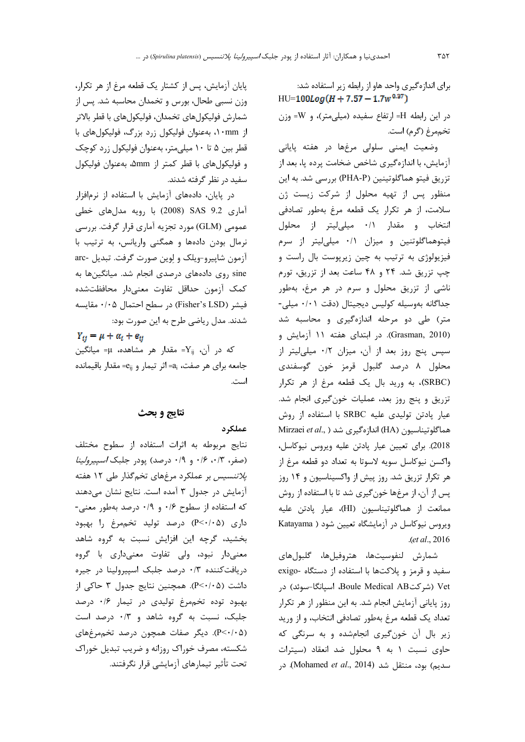برای اندازه‌گیری واحد هاو از رابطه زیر استفاده شد:

$$HU=100Log(H + 7.57 - 1.7w^{0.37})$$

در این رابطه H= ارتفاع سفیده (میلی‌متر)، و W= وزن تخم‌مرغ (گرم) است.

وضعیت ایمنی سلولی مرغ‌ها در هفته پایانی آزمایش، با اندازه‌گیری شاخص ضخامت پرده پا، بعد از تزریق فیتو هماگلوتینین (PHA-P) بررسی شد. به این منظور پس از تهیه محلول از شرکت زیست ژن سلامت، از هر تکرار یک قطعه مرغ به‌طور تصادفی انتخاب و مقدار ۰/۱ میلی‌لیتر از محلول فیتوهماگلوتنین و میزان ۰/۱ میلی‌لیتر از سرم فیزیولوژی به ترتیب به چین زیرپوست بال راست و چپ تزریق شد. ۲۴ و ۴۸ ساعت بعد از تزریق، تورم ناشی از تزریق محلول و سرم در هر مرغ، به‌طور جداگانه به‌وسیله کولیس دیجیتال (دقت ۰/۰۱ میلی-متر) طی دو مرحله اندازه‌گیری و محاسبه شد (Grasman, 2010). در ابتدای هفته ۱۱ آزمایش و سپس پنج روز بعد از آن، میزان ۰/۲ میلی‌لیتر از محلول ۸ درصد گلبول قرمز خون گوسفندی (SRBC)، به ورید بال یک قطعه مرغ از هر تکرار تزریق و پنج روز بعد، عملیات خون‌گیری انجام شد. عیار پادتن تولیدی علیه SRBC با استفاده از روش هماگلوتیناسیون (HA) اندازه‌گیری شد (Mirzaei *et al.*, 2018). برای تعیین عیار پادتن علیه ویروس نیوکاسل، واکسن نیوکاسل سویه لاسوتا به تعداد دو قطعه مرغ از هر تکرار تزریق شد. روز پیش از واکسیناسیون و ۱۴ روز پس از آن، از مرغ‌ها خون‌گیری شد تا با استفاده از روش ممانعت از هماگلوتیناسیون (HI)، عیار پادتن علیه ویروس نیوکاسل در آزمایشگاه تعیین شود (Katayama *et al.*, 2016).

شمارش لنفوسیت‌ها، هتروفیل‌ها، گلبول‌های سفید و قرمز و پلاکت‌ها با استفاده از دستگاه exigo-Vet (شرکتBoule Medical AB، اسپانگا-سوئد) در روز پایانی آزمایش انجام شد. به این منظور از هر تکرار تعداد یک قطعه مرغ به‌طور تصادفی انتخاب، و از ورید زیر بال آن خون‌گیری انجام‌شده و به سرنگی که حاوی نسبت ۱ به ۹ محلول ضد انعقاد (سیترات سدیم) بود، منتقل شد (Mohamed *et al.*, 2014). در پایان آزمایش، پس از کشتار یک قطعه مرغ از هر تکرار، وزن نسبی طحال، بورس و تخمدان محاسبه شد. پس از شمارش فولیکول‌های تخمدان، فولیکول‌های با قطر بالاتر از ۱۰mm، به‌عنوان فولیکول زرد بزرگ، فولیکول‌های با قطر بین ۵ تا ۱۰ میلی‌متر، به‌عنوان فولیکول زرد کوچک و فولیکول‌های با قطر کمتر از ۵mm، به‌عنوان فولیکول سفید در نظر گرفته شدند.

در پایان، داده‌های آزمایش با استفاده از نرم‌افزار آماری SAS 9.2 (2008) با رویه مدل‌های خطی عمومی (GLM) مورد تجزیه آماری قرار گرفت. بررسی نرمال بودن داده‌ها و همگنی واریانس، به ترتیب با آزمون شاپیرو-ویلک و لوین صورت گرفت. تبدیل arc-sine روی داده‌های درصدی انجام شد. میانگین‌ها به کمک آزمون حداقل تفاوت معنی‌دار محافظت‌شده فیشر (Fisher's LSD) در سطح احتمال ۰/۰۵ مقایسه شدند. مدل ریاضی طرح به این صورت بود:

$$Y_{ij} = \mu + \alpha_i + e_{ij}$$

که در آن، $Y_{ij}$= مقدار هر مشاهده، $\mu$= میانگین جامعه برای هر صفت، $a_i$= اثر تیمار و $e_{ij}$= مقدار باقیمانده است.

## نتایج و بحث

### عملکرد

نتایج مربوطه به اثرات استفاده از سطوح مختلف (صفر، ۰/۳، ۰/۶ و ۰/۹ درصد) پودر جلبک *اسپیرولینا پلاتنسیس* بر عملکرد مرغ‌های تخم‌گذار طی ۱۲ هفته آزمایش در جدول ۳ آمده است. نتایج نشان می‌دهند که استفاده از سطوح ۰/۶ و ۰/۹ درصد به‌طور معنی-داری ($P<0.05$) درصد تولید تخم‌مرغ را بهبود بخشید، گرچه این افزایش نسبت به گروه شاهد معنی‌دار نبود، ولی تفاوت معنی‌داری با گروه دریافت‌کننده ۰/۳ درصد جلبک اسپیرولینا در جیره داشت ($P<0.05$). همچنین نتایج جدول ۳ حاکی از بهبود توده تخم‌مرغ تولیدی در تیمار ۰/۶ درصد جلبک، نسبت به گروه شاهد و ۰/۳ درصد است ($P<0.05$). دیگر صفات همچون درصد تخم‌مرغ‌های شکسته، مصرف خوراک روزانه و ضریب تبدیل خوراک تحت تأثیر تیمارهای آزمایشی قرار نگرفتند.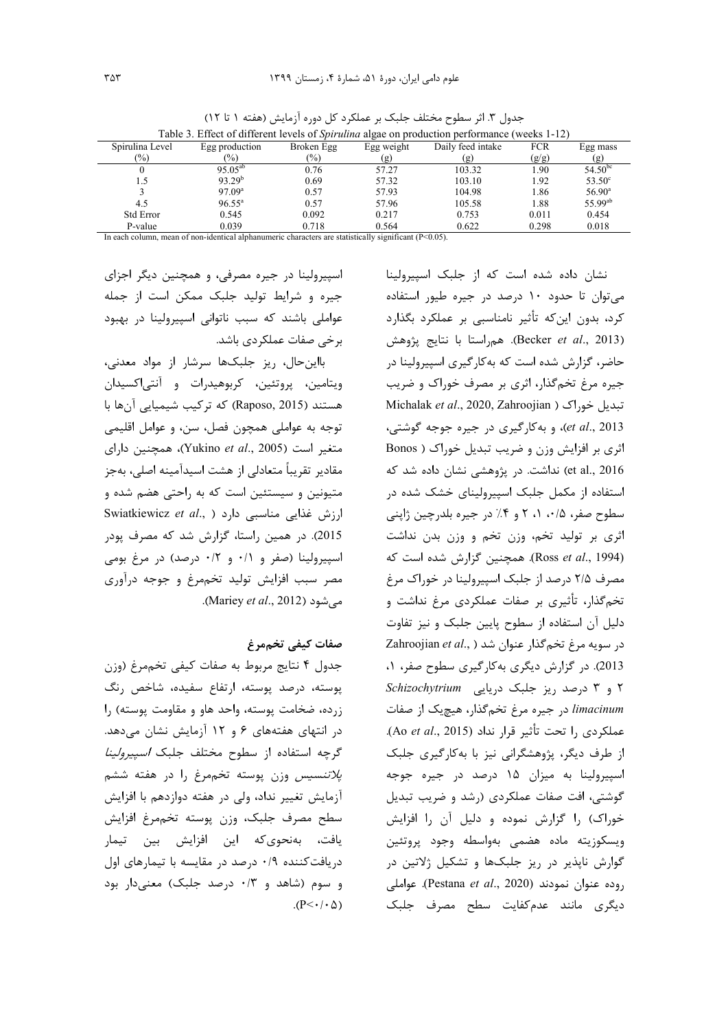جدول ۳. اثر سطوح مختلف جلبک بر عملکرد کل دوره آزمایش (هفته ۱ تا ۱۲)

Table 3. Effect of different levels of *Spirulina* algae on production performance (weeks 1-12)

| Spirulina Level (%) | Egg production (%) | Broken Egg (%) | Egg weight (g) | Daily feed intake (g) | FCR (g/g) | Egg mass (g) |
|---|---|---|---|---|---|---|
| 0 | 95.05[ab] | 0.76 | 57.27 | 103.32 | 1.90 | 54.50[bc] |
| 1.5 | 93.29[b] | 0.69 | 57.32 | 103.10 | 1.92 | 53.50[c] |
| 3 | 97.09[a] | 0.57 | 57.93 | 104.98 | 1.86 | 56.90[a] |
| 4.5 | 96.55[a] | 0.57 | 57.96 | 105.58 | 1.88 | 55.99[ab] |
| Std Error | 0.545 | 0.092 | 0.217 | 0.753 | 0.011 | 0.454 |
| P-value | 0.039 | 0.718 | 0.564 | 0.622 | 0.298 | 0.018 |

In each column, mean of non-identical alphanumeric characters are statistically significant (P<0.05).

نشان داده شده است که از جلبک اسپیرولینا می‌توان تا حدود ۱۰ درصد در جیره طیور استفاده کرد، بدون این‌که تأثیر نامناسبی بر عملکرد بگذارد (Becker *et al*., 2013). هم‌راستا با نتایج پژوهش حاضر، گزارش شده است که به‌کارگیری اسپیرولینا در جیره مرغ تخم‌گذار، اثری بر مصرف خوراک و ضریب تبدیل خوراک (Michalak *et al*., 2020, Zahroojian *et al*., 2013)، و به‌کارگیری در جیره جوجه گوشتی، اثری بر افزایش وزن و ضریب تبدیل خوراک (Bonos et al., 2016) نداشت. در پژوهشی نشان داده شد که استفاده از مکمل جلبک اسپیرولینای خشک شده در سطوح صفر، ۰/۵، ۱، ۲ و ۴٪ در جیره بلدرچین ژاپنی اثری بر تولید تخم، وزن تخم و وزن بدن نداشت (Ross *et al*., 1994). همچنین گزارش شده است که مصرف ۲/۵ درصد از جلبک اسپیرولینا در خوراک مرغ تخم‌گذار، تأثیری بر صفات عملکردی مرغ نداشت و دلیل آن استفاده از سطوح پایین جلبک و نیز تفاوت در سویه مرغ تخم‌گذار عنوان شد (Zahroojian *et al*., 2013). در گزارش دیگری به‌کارگیری سطوح صفر، ۱، ۲ و ۳ درصد ریز جلبک دریایی *Schizochytrium limacinum* در جیره مرغ تخم‌گذار، هیچ‌یک از صفات عملکردی را تحت تأثیر قرار نداد (Ao *et al*., 2015). از طرف دیگر، پژوهشگرانی نیز با به‌کارگیری جلبک اسپیرولینا به میزان ۱۵ درصد در جیره جوجه گوشتی، افت صفات عملکردی (رشد و ضریب تبدیل خوراک) را گزارش نموده و دلیل آن را افزایش ویسکوزیته ماده هضمی به‌واسطه وجود پروتئین گوارش ناپذیر در ریز جلبک‌ها و تشکیل ژلاتین در روده عنوان نمودند (Pestana *et al*., 2020). عواملی دیگری مانند عدم‌کفایت سطح مصرف جلبک اسپیرولینا در جیره مصرفی، و همچنین دیگر اجزای جیره و شرایط تولید جلبک ممکن است از جمله عواملی باشند که سبب ناتوانی اسپیرولینا در بهبود برخی صفات عملکردی باشد.

بااین‌حال، ریز جلبک‌ها سرشار از مواد معدنی، ویتامین، پروتئین، کربوهیدرات و آنتی‌اکسیدان هستند (Raposo, 2015) که ترکیب شیمیایی آن‌ها با توجه به عواملی همچون فصل، سن، و عوامل اقلیمی متغیر است (Yukino *et al*., 2005)، همچنین دارای مقادیر تقریباً متعادلی از هشت اسیدآمینه اصلی، به‌جز متیونین و سیستئین است که به راحتی هضم شده و ارزش غذایی مناسبی دارد (Swiatkiewicz *et al*., 2015). در همین راستا، گزارش شد که مصرف پودر اسپیرولینا (صفر و ۰/۱ و ۰/۲ درصد) در مرغ بومی مصر سبب افزایش تولید تخم‌مرغ و جوجه درآوری می‌شود (Mariey *et al*., 2012).

### صفات کیفی تخم‌مرغ

جدول ۴ نتایج مربوط به صفات کیفی تخم‌مرغ (وزن پوسته، درصد پوسته، ارتفاع سفیده، شاخص رنگ زرده، ضخامت پوسته، واحد هاو و مقاومت پوسته) را در انتهای هفته‌های ۶ و ۱۲ آزمایش نشان می‌دهد. گرچه استفاده از سطوح مختلف جلبک *اسپیرولینا پلاتنسیس* وزن پوسته تخم‌مرغ را در هفته ششم آزمایش تغییر نداد، ولی در هفته دوازدهم با افزایش سطح مصرف جلبک، وزن پوسته تخم‌مرغ افزایش یافت، به‌نحوی‌که این افزایش بین تیمار دریافت‌کننده ۰/۹ درصد در مقایسه با تیمارهای اول و سوم (شاهد و ۰/۳ درصد جلبک) معنی‌دار بود (P<۰/۰۵).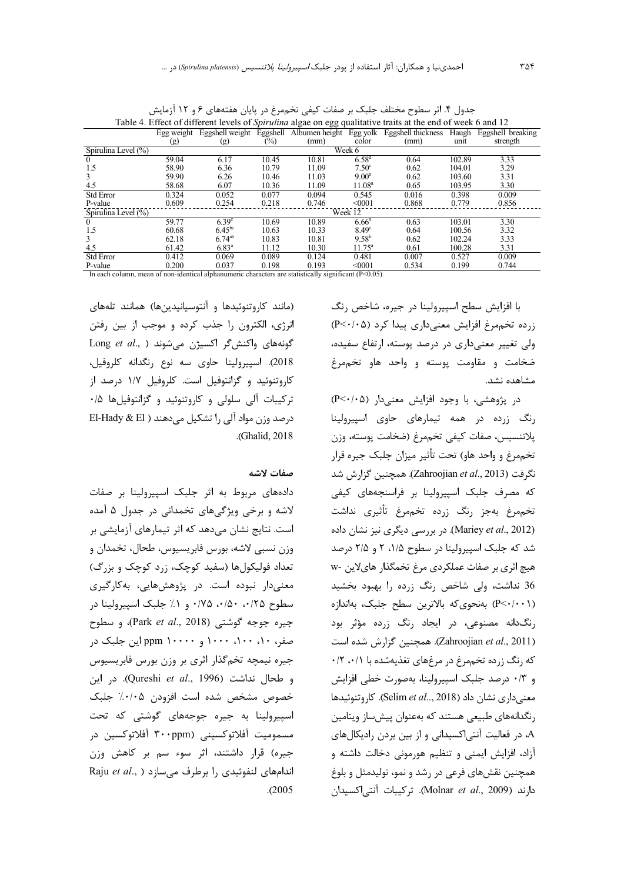جدول ۴. اثر سطوح مختلف جلبک بر صفات کیفی تخم‌مرغ در پایان هفته‌های ۶ و ۱۲ آزمایش

Table 4. Effect of different levels of *Spirulina* algae on egg qualitative traits at the end of week 6 and 12

| | Egg weight (g) | Eggshell weight (g) | Eggshell (%) | Albumen height (mm) | Egg yolk color | Eggshell thickness (mm) | Haugh unit | Eggshell breaking strength |
|---|---|---|---|---|---|---|---|---|
| Spirulina Level (%) | | | | | Week 6 | | | |
| 0 | 59.04 | 6.17 | 10.45 | 10.81 | 6.58[d] | 0.64 | 102.89 | 3.33 |
| 1.5 | 58.90 | 6.36 | 10.79 | 11.09 | 7.50[c] | 0.62 | 104.01 | 3.29 |
| 3 | 59.90 | 6.26 | 10.46 | 11.03 | 9.00[b] | 0.62 | 103.60 | 3.31 |
| 4.5 | 58.68 | 6.07 | 10.36 | 11.09 | 11.08[a] | 0.65 | 103.95 | 3.30 |
| Std Error | 0.324 | 0.052 | 0.077 | 0.094 | 0.545 | 0.016 | 0.398 | 0.009 |
| P-value | 0.609 | 0.254 | 0.218 | 0.746 | <0001 | 0.868 | 0.779 | 0.856 |
| Spirulina Level (%) | | | | | Week 12 | | | |
| 0 | 59.77 | 6.39[c] | 10.69 | 10.89 | 6.66[d] | 0.63 | 103.01 | 3.30 |
| 1.5 | 60.68 | 6.45[bc] | 10.63 | 10.33 | 8.49[c] | 0.64 | 100.56 | 3.32 |
| 3 | 62.18 | 6.74[ab] | 10.83 | 10.81 | 9.58[b] | 0.62 | 102.24 | 3.33 |
| 4.5 | 61.42 | 6.83[a] | 11.12 | 10.30 | 11.75[a] | 0.61 | 100.28 | 3.31 |
| Std Error | 0.412 | 0.069 | 0.089 | 0.124 | 0.481 | 0.007 | 0.527 | 0.009 |
| P-value | 0.200 | 0.037 | 0.198 | 0.193 | <0001 | 0.534 | 0.199 | 0.744 |

In each column, mean of non-identical alphanumeric characters are statistically significant (P<0.05).

با افزایش سطح اسپیرولینا در جیره، شاخص رنگ زرده تخم‌مرغ افزایش معنی‌داری پیدا کرد (P<۰/۰۵) ولی تغییر معنی‌داری در درصد پوسته، ارتفاع سفیده، ضخامت و مقاومت پوسته و واحد هاو تخم‌مرغ مشاهده نشد.

در پژوهشی، با وجود افزایش معنی‌دار (P<۰/۰۵) رنگ زرده در همه تیمارهای حاوی اسپیرولینا پلاتنسیس، صفات کیفی تخم‌مرغ (ضخامت پوسته، وزن تخم‌مرغ و واحد هاو) تحت تأثیر میزان جلبک جیره قرار نگرفت (Zahroojian *et al*., 2013). همچنین گزارش شد که مصرف جلبک اسپیرولینا بر فراسنجه‌های کیفی تخم‌مرغ به‌جز رنگ زرده تخم‌مرغ تأثیری نداشت (Mariey *et al*., 2012). در بررسی دیگری نیز نشان داده شد که جلبک اسپیرولینا در سطوح ۱/۵، ۲ و ۲/۵ درصد هیچ اثری بر صفات عملکردی مرغ تخم‌گذار های‌لاین w-36 نداشت، ولی شاخص رنگ زرده را بهبود بخشید (P<۰/۰۰۱) به‌نحوی‌که بالاترین سطح جلبک، به‌اندازه رنگدانه مصنوعی، در ایجاد رنگ زرده مؤثر بود (Zahroojian *et al*., 2011). همچنین گزارش شده است که رنگ زرده تخم‌مرغ در مرغ‌های تغذیه‌شده با ۰/۱، ۰/۲ و ۰/۳ درصد جلبک اسپیرولینا، به‌صورت خطی افزایش معنی‌داری نشان داد (Selim *et al*.., 2018). کاروتنوئیدها رنگدانه‌های طبیعی هستند که به‌عنوان پیش‌ساز ویتامین A، در فعالیت آنتی‌اکسیدانی و از بین بردن رادیکال‌های آزاد، افزایش ایمنی و تنظیم هورمونی دخالت داشته و همچنین نقش‌های فرعی در رشد و نمو، تولیدمثل و بلوغ دارند (Molnar *et al*., 2009). ترکیبات آنتی‌اکسیدان (مانند کاروتنوئیدها و آنتوسیانیدین‌ها) همانند تله‌های انرژی، الکترون را جذب کرده و موجب از بین رفتن گونه‌های واکنش‌گر اکسیژن می‌شوند (Long *et al*., 2018). اسپیرولینا حاوی سه نوع رنگدانه کلروفیل، کاروتنوئید و گزانتوفیل است. کلروفیل ۱/۷ درصد از ترکیبات آلی سلولی و کاروتنوئید و گزانتوفیل‌ها ۰/۵ درصد وزن مواد آلی را تشکیل می‌دهند (El-Hady & El Ghalid, 2018).

### صفات لاشه

داده‌های مربوط به اثر جلبک اسپیرولینا بر صفات لاشه و برخی ویژگی‌های تخمدانی در جدول ۵ آمده است. نتایج نشان می‌دهد که اثر تیمارهای آزمایشی بر وزن نسبی لاشه، بورس فابریسیوس، طحال، تخمدان و تعداد فولیکول‌ها (سفید کوچک، زرد کوچک و بزرگ) معنی‌دار نبوده است. در پژوهش‌هایی، به‌کارگیری سطوح ۰/۲۵، ۰/۵۰، ۰/۷۵ و ۱٪ جلبک اسپیرولینا در جیره جوجه گوشتی (Park *et al*., 2018)، و سطوح صفر، ۱۰، ۱۰۰، ۱۰۰۰ و ppm ۱۰۰۰۰ این جلبک در جیره نیمچه تخم‌گذار اثری بر وزن بورس فابریسیوس و طحال نداشت (Qureshi *et al*., 1996). در این خصوص مشخص شده است افزودن ۰/۰۵٪ جلبک اسپیرولینا به جیره جوجه‌های گوشتی که تحت مسمومیت آفلاتوکسینی (ppm۳۰۰ آفلاتوکسین در جیره) قرار داشتند، اثر سوء سم بر کاهش وزن اندام‌های لنفوئیدی را برطرف می‌سازد (Raju *et al*., 2005).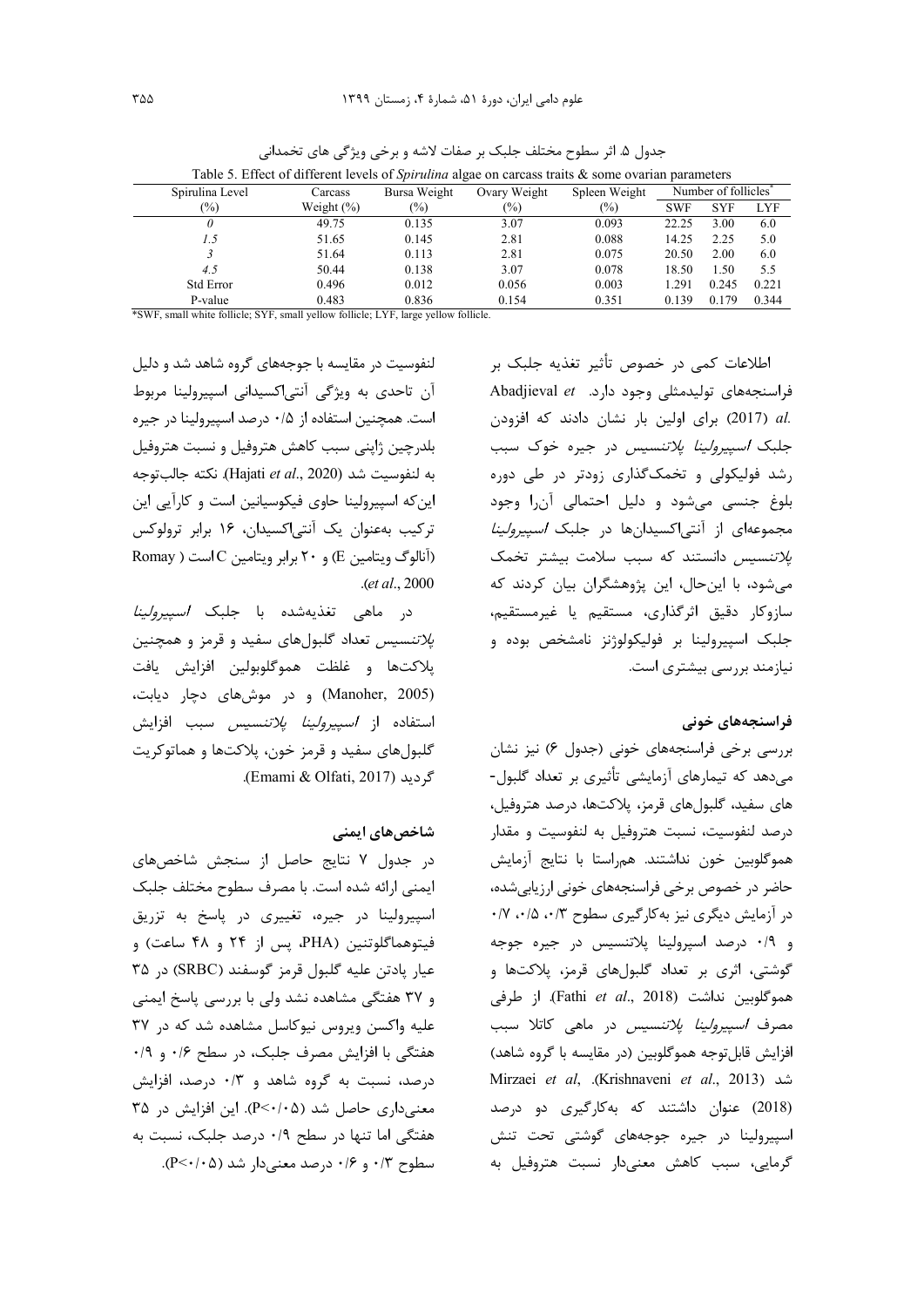جدول ۵. اثر سطوح مختلف جلبک بر صفات لاشه و برخی ویژگی های تخمدانی

Table 5. Effect of different levels of *Spirulina* algae on carcass traits & some ovarian parameters

| Spirulina Level (%) | Carcass Weight (%) | Bursa Weight (%) | Ovary Weight (%) | Spleen Weight (%) | Number of follicles* | | |
|---|---|---|---|---|---|---|---|
| | | | | | SWF | SYF | LYF |
| *0* | 49.75 | 0.135 | 3.07 | 0.093 | 22.25 | 3.00 | 6.0 |
| *1.5* | 51.65 | 0.145 | 2.81 | 0.088 | 14.25 | 2.25 | 5.0 |
| *3* | 51.64 | 0.113 | 2.81 | 0.075 | 20.50 | 2.00 | 6.0 |
| *4.5* | 50.44 | 0.138 | 3.07 | 0.078 | 18.50 | 1.50 | 5.5 |
| Std Error | 0.496 | 0.012 | 0.056 | 0.003 | 1.291 | 0.245 | 0.221 |
| P-value | 0.483 | 0.836 | 0.154 | 0.351 | 0.139 | 0.179 | 0.344 |

*SWF, small white follicle; SYF, small yellow follicle; LYF, large yellow follicle.

اطلاعات کمی در خصوص تأثیر تغذیه جلبک بر فراسنجه‌های تولیدمثلی وجود دارد. Abadjieval *et al.* (2017) برای اولین بار نشان دادند که افزودن جلبک *اسپیرولینا پلاتنسیس* در جیره خوک سبب رشد فولیکولی و تخمک‌گذاری زودتر در طی دوره بلوغ جنسی می‌شود و دلیل احتمالی آن‌را وجود مجموعه‌ای از آنتی‌اکسیدان‌ها در جلبک *اسپیرولینا پلاتنسیس* دانستند که سبب سلامت بیشتر تخمک می‌شود، با این‌حال، این پژوهشگران بیان کردند که سازوکار دقیق اثرگذاری، مستقیم یا غیرمستقیم، جلبک اسپیرولینا بر فولیکولوژنز نامشخص بوده و نیازمند بررسی بیشتری است.

## فراسنجه‌های خونی

بررسی برخی فراسنجه‌های خونی (جدول ۶) نیز نشان می‌دهد که تیمارهای آزمایشی تأثیری بر تعداد گلبول‌های سفید، گلبول‌های قرمز، پلاکت‌ها، درصد هتروفیل، درصد لنفوسیت، نسبت هتروفیل به لنفوسیت و مقدار هموگلوبین خون نداشتند. هم‌راستا با نتایج آزمایش حاضر در خصوص برخی فراسنجه‌های خونی ارزیابی‌شده، در آزمایش دیگری نیز به‌کارگیری سطوح ۰/۳، ۰/۵، ۰/۷ و ۰/۹ درصد اسپرولینا پلاتنسیس در جیره جوجه گوشتی، اثری بر تعداد گلبول‌های قرمز، پلاکت‌ها و هموگلوبین نداشت (Fathi *et al*., 2018). از طرفی مصرف *اسپیرولینا پلاتنسیس* در ماهی کاتلا سبب افزایش قابل‌توجه هموگلوبین (در مقایسه با گروه شاهد) شد (Krishnaveni *et al*., 2013). Mirzaei *et al*, (2018) عنوان داشتند که به‌کارگیری دو درصد اسپیرولینا در جیره جوجه‌های گوشتی تحت تنش گرمایی، سبب کاهش معنی‌دار نسبت هتروفیل به لنفوسیت در مقایسه با جوجه‌های گروه شاهد شد و دلیل آن تاحدی به ویژگی آنتی‌اکسیدانی اسپیرولینا مربوط است. همچنین استفاده از ۰/۵ درصد اسپیرولینا در جیره بلدرچین ژاپنی سبب کاهش هتروفیل و نسبت هتروفیل به لنفوسیت شد (Hajati *et al*., 2020). نکته جالب‌توجه این‌که اسپیرولینا حاوی فیکوسیانین است و کارآیی این ترکیب به‌عنوان یک آنتی‌اکسیدان، ۱۶ برابر ترولوکس (آنالوگ ویتامین E) و ۲۰ برابر ویتامین C است (Romay *et al*., 2000).

در ماهی تغذیه‌شده با جلبک *اسپیرولینا پلاتنسیس* تعداد گلبول‌های سفید و قرمز و همچنین پلاکت‌ها و غلظت هموگلوبولین افزایش یافت (Manoher, 2005) و در موش‌های دچار دیابت، استفاده از *اسپیرولینا پلاتنسیس* سبب افزایش گلبول‌های سفید و قرمز خون، پلاکت‌ها و هماتوکریت گردید (Emami & Olfati, 2017).

## شاخص‌های ایمنی

در جدول ۷ نتایج حاصل از سنجش شاخص‌های ایمنی ارائه شده است. با مصرف سطوح مختلف جلبک اسپیرولینا در جیره، تغییری در پاسخ به تزریق فیتوهماگلوتنین (PHA، پس از ۲۴ و ۴۸ ساعت) و عیار پادتن علیه گلبول قرمز گوسفند (SRBC) در ۳۵ و ۳۷ هفتگی مشاهده نشد ولی با بررسی پاسخ ایمنی علیه واکسن ویروس نیوکاسل مشاهده شد که در ۳۷ هفتگی با افزایش مصرف جلبک، در سطح ۰/۶ و ۰/۹ درصد، نسبت به گروه شاهد و ۰/۳ درصد، افزایش معنی‌داری حاصل شد (P<۰/۰۵). این افزایش در ۳۵ هفتگی اما تنها در سطح ۰/۹ درصد جلبک، نسبت به سطوح ۰/۳ و ۰/۶ درصد معنی‌دار شد (P<۰/۰۵).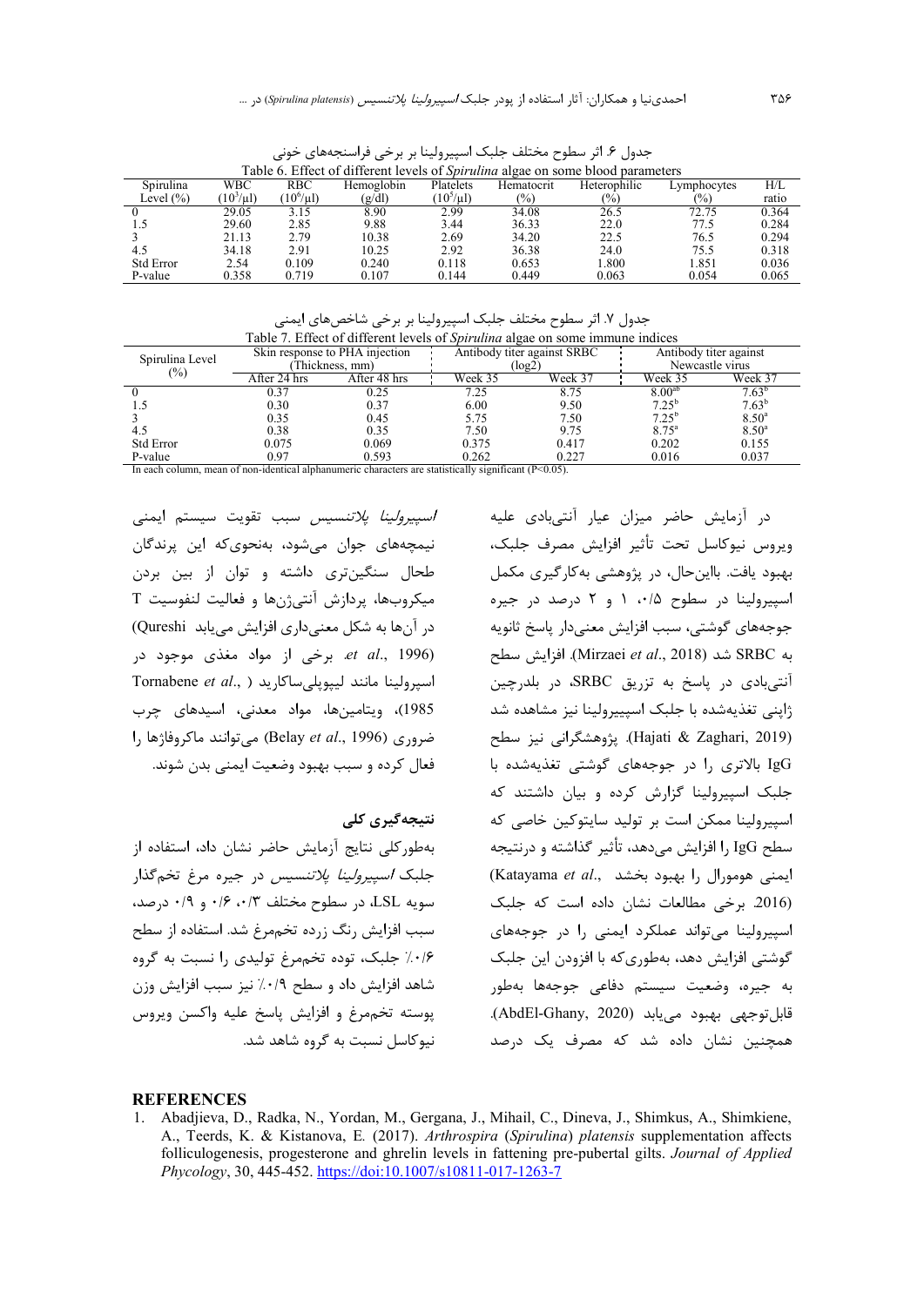جدول ۶. اثر سطوح مختلف جلبک اسپیرولینا بر برخی فراسنجه‌های خونی

Table 6. Effect of different levels of *Spirulina* algae on some blood parameters

| Spirulina Level (%) | WBC ($10^3$/μl) | RBC ($10^6$/μl) | Hemoglobin (g/dl) | Platelets ($10^5$/μl) | Hematocrit (%) | Heterophilic (%) | Lymphocytes (%) | H/L ratio |
|---|---|---|---|---|---|---|---|---|
| 0 | 29.05 | 3.15 | 8.90 | 2.99 | 34.08 | 26.5 | 72.75 | 0.364 |
| 1.5 | 29.60 | 2.85 | 9.88 | 3.44 | 36.33 | 22.0 | 77.5 | 0.284 |
| 3 | 21.13 | 2.79 | 10.38 | 2.69 | 34.20 | 22.5 | 76.5 | 0.294 |
| 4.5 | 34.18 | 2.91 | 10.25 | 2.92 | 36.38 | 24.0 | 75.5 | 0.318 |
| Std Error | 2.54 | 0.109 | 0.240 | 0.118 | 0.653 | 1.800 | 1.851 | 0.036 |
| P-value | 0.358 | 0.719 | 0.107 | 0.144 | 0.449 | 0.063 | 0.054 | 0.065 |

جدول ۷. اثر سطوح مختلف جلبک اسپیرولینا بر برخی شاخص‌های ایمنی

Table 7. Effect of different levels of *Spirulina* algae on some immune indices

| Spirulina Level (%) | Skin response to PHA injection (Thickness, mm) | | Antibody titer against SRBC (log2) | | Antibody titer against Newcastle virus | |
|---|---|---|---|---|---|---|
| | After 24 hrs | After 48 hrs | Week 35 | Week 37 | Week 35 | Week 37 |
| 0 | 0.37 | 0.25 | 7.25 | 8.75 | $8.00^{ab}$ | $7.63^{b}$ |
| 1.5 | 0.30 | 0.37 | 6.00 | 9.50 | $7.25^{b}$ | $7.63^{b}$ |
| 3 | 0.35 | 0.45 | 5.75 | 7.50 | $7.25^{b}$ | $8.50^{a}$ |
| 4.5 | 0.38 | 0.35 | 7.50 | 9.75 | $8.75^{a}$ | $8.50^{a}$ |
| Std Error | 0.075 | 0.069 | 0.375 | 0.417 | 0.202 | 0.155 |
| P-value | 0.97 | 0.593 | 0.262 | 0.227 | 0.016 | 0.037 |

In each column, mean of non-identical alphanumeric characters are statistically significant ($P<0.05$).

در آزمایش حاضر میزان عیار آنتی‌بادی علیه ویروس نیوکاسل تحت تأثیر افزایش مصرف جلبک، بهبود یافت. بااین‌حال، در پژوهشی به‌کارگیری مکمل اسپیرولینا در سطوح ۰/۵، ۱ و ۲ درصد در جیره جوجه‌های گوشتی، سبب افزایش معنی‌دار پاسخ ثانویه به SRBC شد (Mirzaei *et al*., 2018). افزایش سطح آنتی‌بادی در پاسخ به تزریق SRBC، در بلدرچین ژاپنی تغذیه‌شده با جلبک اسپیرولینا نیز مشاهده شد (Hajati & Zaghari, 2019). پژوهشگرانی نیز سطح IgG بالاتری را در جوجه‌های گوشتی تغذیه‌شده با جلبک اسپیرولینا گزارش کرده و بیان داشتند که اسپیرولینا ممکن است بر تولید سایتوکین خاصی که سطح IgG را افزایش می‌دهد، تأثیر گذاشته و درنتیجه ایمنی هومورال را بهبود بخشد (Katayama *et al*., 2016). برخی مطالعات نشان داده است که جلبک اسپیرولینا می‌تواند عملکرد ایمنی را در جوجه‌های گوشتی افزایش دهد، به‌طوری‌که با افزودن این جلبک به جیره، وضعیت سیستم دفاعی جوجه‌ها به‌طور قابل‌توجهی بهبود می‌یابد (AbdEl-Ghany, 2020). همچنین نشان داده شد که مصرف یک درصد *اسپیرولینا پلاتنسیس* سبب تقویت سیستم ایمنی نیمچه‌های جوان می‌شود، به‌نحوی‌که این پرندگان طحال سنگین‌تری داشته و توان از بین بردن میکروب‌ها، پردازش آنتی‌ژن‌ها و فعالیت لنفوسیت T در آن‌ها به شکل معنی‌داری افزایش می‌یابد (Qureshi *et al*., 1996). برخی از مواد مغذی موجود در اسپیرولینا مانند لیپوپلی‌ساکارید (Tornabene *et al*., 1985)، ویتامین‌ها، مواد معدنی، اسیدهای چرب ضروری (Belay *et al*., 1996) می‌توانند ماکروفاژها را فعال کرده و سبب بهبود وضعیت ایمنی بدن شوند.

## نتیجه‌گیری کلی

به‌طورکلی نتایج آزمایش حاضر نشان داد، استفاده از جلبک *اسپیرولینا پلاتنسیس* در جیره مرغ تخم‌گذار سویه LSL، در سطوح مختلف ۰/۳، ۰/۶ و ۰/۹ درصد، سبب افزایش رنگ زرده تخم‌مرغ شد. استفاده از سطح ۰/۶٪ جلبک، توده تخم‌مرغ تولیدی را نسبت به گروه شاهد افزایش داد و سطح ۰/۹٪ نیز سبب افزایش وزن پوسته تخم‌مرغ و افزایش پاسخ علیه واکسن ویروس نیوکاسل نسبت به گروه شاهد شد.

## REFERENCES

1. Abadjieva, D., Radka, N., Yordan, M., Gergana, J., Mihail, C., Dineva, J., Shimkus, A., Shimkiene, A., Teerds, K. & Kistanova, E. (2017). *Arthrospira* (*Spirulina*) *platensis* supplementation affects folliculogenesis, progesterone and ghrelin levels in fattening pre-pubertal gilts. *Journal of Applied Phycology*, 30, 445-452. https://doi:10.1007/s10811-017-1263-7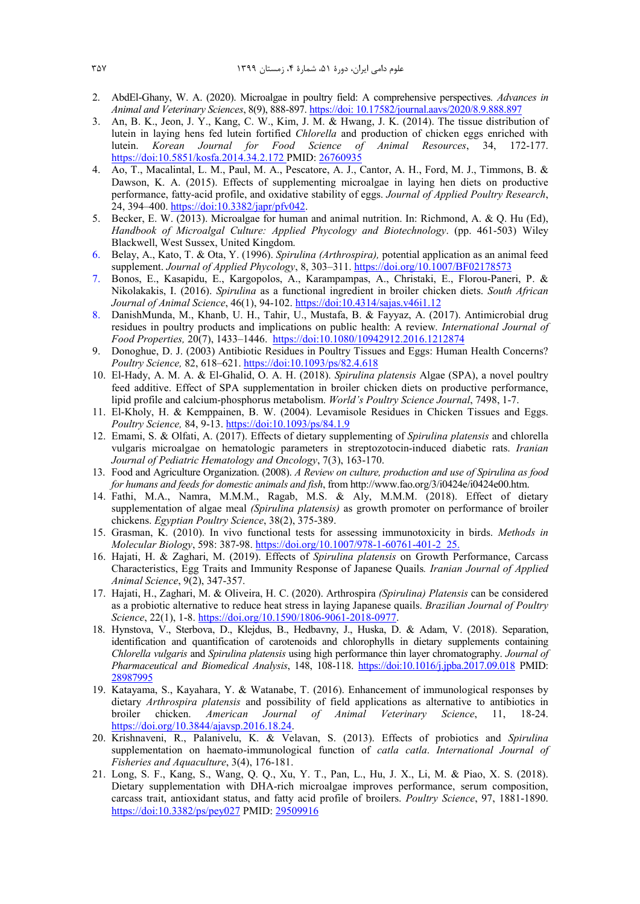2. AbdEl-Ghany, W. A. (2020). Microalgae in poultry field: A comprehensive perspectives. *Advances in Animal and Veterinary Sciences*, 8(9), 888-897. https://doi: 10.17582/journal.aavs/2020/8.9.888.897
3. An, B. K., Jeon, J. Y., Kang, C. W., Kim, J. M. & Hwang, J. K. (2014). The tissue distribution of lutein in laying hens fed lutein fortified *Chlorella* and production of chicken eggs enriched with lutein. *Korean Journal for Food Science of Animal Resources*, 34, 172-177. https://doi:10.5851/kosfa.2014.34.2.172 PMID: 26760935
4. Ao, T., Macalintal, L. M., Paul, M. A., Pescatore, A. J., Cantor, A. H., Ford, M. J., Timmons, B. & Dawson, K. A. (2015). Effects of supplementing microalgae in laying hen diets on productive performance, fatty-acid profile, and oxidative stability of eggs. *Journal of Applied Poultry Research*, 24, 394–400. https://doi:10.3382/japr/pfv042.
5. Becker, E. W. (2013). Microalgae for human and animal nutrition. In: Richmond, A. & Q. Hu (Ed), *Handbook of Microalgal Culture: Applied Phycology and Biotechnology*. (pp. 461-503) Wiley Blackwell, West Sussex, United Kingdom.
6. Belay, A., Kato, T. & Ota, Y. (1996). *Spirulina (Arthrospira),* potential application as an animal feed supplement. *Journal of Applied Phycology*, 8, 303–311. https://doi.org/10.1007/BF02178573
7. Bonos, E., Kasapidu, E., Kargopolos, A., Karampampas, A., Christaki, E., Florou-Paneri, P. & Nikolakakis, I. (2016). *Spirulina* as a functional ingredient in broiler chicken diets. *South African Journal of Animal Science*, 46(1), 94-102. https://doi:10.4314/sajas.v46i1.12
8. DanishMunda, M., Khanb, U. H., Tahir, U., Mustafa, B. & Fayyaz, A. (2017). Antimicrobial drug residues in poultry products and implications on public health: A review. *International Journal of Food Properties,* 20(7), 1433–1446. https://doi:10.1080/10942912.2016.1212874
9. Donoghue, D. J. (2003) Antibiotic Residues in Poultry Tissues and Eggs: Human Health Concerns? *Poultry Science,* 82, 618–621. https://doi:10.1093/ps/82.4.618
10. El-Hady, A. M. A. & El-Ghalid, O. A. H. (2018). *Spirulina platensis* Algae (SPA), a novel poultry feed additive. Effect of SPA supplementation in broiler chicken diets on productive performance, lipid profile and calcium-phosphorus metabolism. *World's Poultry Science Journal*, 7498, 1-7.
11. El-Kholy, H. & Kemppainen, B. W. (2004). Levamisole Residues in Chicken Tissues and Eggs. *Poultry Science,* 84, 9-13. https://doi:10.1093/ps/84.1.9
12. Emami, S. & Olfati, A. (2017). Effects of dietary supplementing of *Spirulina platensis* and chlorella vulgaris microalgae on hematologic parameters in streptozotocin-induced diabetic rats. *Iranian Journal of Pediatric Hematology and Oncology*, 7(3), 163-170.
13. Food and Agriculture Organization. (2008). *A Review on culture, production and use of Spirulina as food for humans and feeds for domestic animals and fish*, from http://www.fao.org/3/i0424e/i0424e00.htm.
14. Fathi, M.A., Namra, M.M.M., Ragab, M.S. & Aly, M.M.M. (2018). Effect of dietary supplementation of algae meal *(Spirulina platensis)* as growth promoter on performance of broiler chickens. *Egyptian Poultry Science*, 38(2), 375-389.
15. Grasman, K. (2010). In vivo functional tests for assessing immunotoxicity in birds. *Methods in Molecular Biology*, 598: 387-98. https://doi.org/10.1007/978-1-60761-401-2_25.
16. Hajati, H. & Zaghari, M. (2019). Effects of *Spirulina platensis* on Growth Performance, Carcass Characteristics, Egg Traits and Immunity Response of Japanese Quails*. Iranian Journal of Applied Animal Science*, 9(2), 347-357.
17. Hajati, H., Zaghari, M. & Oliveira, H. C. (2020). Arthrospira *(Spirulina) Platensis* can be considered as a probiotic alternative to reduce heat stress in laying Japanese quails. *Brazilian Journal of Poultry Science*, 22(1), 1-8. https://doi.org/10.1590/1806-9061-2018-0977.
18. Hynstova, V., Sterbova, D., Klejdus, B., Hedbavny, J., Huska, D. & Adam, V. (2018). Separation, identification and quantification of carotenoids and chlorophylls in dietary supplements containing *Chlorella vulgaris* and *Spirulina platensis* using high performance thin layer chromatography. *Journal of Pharmaceutical and Biomedical Analysis*, 148, 108-118. https://doi:10.1016/j.jpba.2017.09.018 PMID: 28987995
19. Katayama, S., Kayahara, Y. & Watanabe, T. (2016). Enhancement of immunological responses by dietary *Arthrospira platensis* and possibility of field applications as alternative to antibiotics in broiler chicken. *American Journal of Animal Veterinary Science*, 11, 18-24. https://doi.org/10.3844/ajavsp.2016.18.24.
20. Krishnaveni, R., Palanivelu, K. & Velavan, S. (2013). Effects of probiotics and *Spirulina* supplementation on haemato-immunological function of *catla catla*. *International Journal of Fisheries and Aquaculture*, 3(4), 176-181.
21. Long, S. F., Kang, S., Wang, Q. Q., Xu, Y. T., Pan, L., Hu, J. X., Li, M. & Piao, X. S. (2018). Dietary supplementation with DHA-rich microalgae improves performance, serum composition, carcass trait, antioxidant status, and fatty acid profile of broilers. *Poultry Science*, 97, 1881-1890. https://doi:10.3382/ps/pey027 PMID: 29509916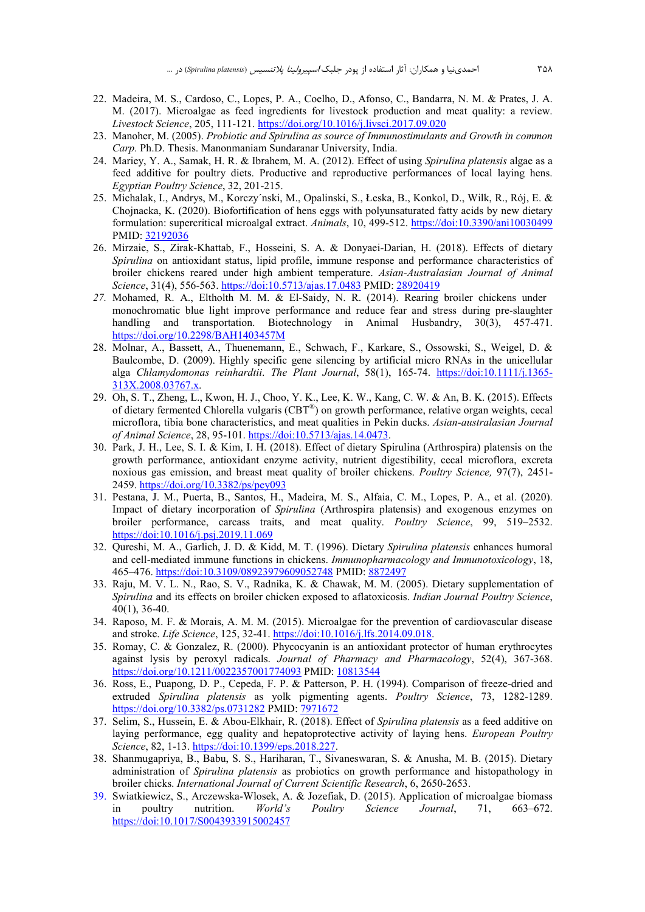22. Madeira, M. S., Cardoso, C., Lopes, P. A., Coelho, D., Afonso, C., Bandarra, N. M. & Prates, J. A. M. (2017). Microalgae as feed ingredients for livestock production and meat quality: a review. *Livestock Science*, 205, 111-121. https://doi.org/10.1016/j.livsci.2017.09.020
23. Manoher, M. (2005). *Probiotic and Spirulina as source of Immunostimulants and Growth in common Carp.* Ph.D. Thesis. Manonmaniam Sundaranar University, India.
24. Mariey, Y. A., Samak, H. R. & Ibrahem, M. A. (2012). Effect of using *Spirulina platensis* algae as a feed additive for poultry diets. Productive and reproductive performances of local laying hens. *Egyptian Poultry Science*, 32, 201-215.
25. Michalak, I., Andrys, M., Korczy´nski, M., Opalinski, S., Łeska, B., Konkol, D., Wilk, R., Rój, E. & Chojnacka, K. (2020). Biofortification of hens eggs with polyunsaturated fatty acids by new dietary formulation: supercritical microalgal extract. *Animals*, 10, 499-512. https://doi:10.3390/ani10030499 PMID: 32192036
26. Mirzaie, S., Zirak-Khattab, F., Hosseini, S. A. & Donyaei-Darian, H. (2018). Effects of dietary *Spirulina* on antioxidant status, lipid profile, immune response and performance characteristics of broiler chickens reared under high ambient temperature. *Asian-Australasian Journal of Animal Science*, 31(4), 556-563. https://doi:10.5713/ajas.17.0483 PMID: 28920419
27. Mohamed, R. A., Eltholth M. M. & El-Saidy, N. R. (2014). Rearing broiler chickens under monochromatic blue light improve performance and reduce fear and stress during pre-slaughter handling and transportation. Biotechnology in Animal Husbandry, 30(3), 457-471. https://doi.org/10.2298/BAH1403457M
28. Molnar, A., Bassett, A., Thuenemann, E., Schwach, F., Karkare, S., Ossowski, S., Weigel, D. & Baulcombe, D. (2009). Highly specific gene silencing by artificial micro RNAs in the unicellular alga *Chlamydomonas reinhardtii*. *The Plant Journal*, 58(1), 165-74. https://doi:10.1111/j.1365-313X.2008.03767.x.
29. Oh, S. T., Zheng, L., Kwon, H. J., Choo, Y. K., Lee, K. W., Kang, C. W. & An, B. K. (2015). Effects of dietary fermented Chlorella vulgaris (CBT®) on growth performance, relative organ weights, cecal microflora, tibia bone characteristics, and meat qualities in Pekin ducks. *Asian-australasian Journal of Animal Science*, 28, 95-101. https://doi:10.5713/ajas.14.0473.
30. Park, J. H., Lee, S. I. & Kim, I. H. (2018). Effect of dietary Spirulina (Arthrospira) platensis on the growth performance, antioxidant enzyme activity, nutrient digestibility, cecal microflora, excreta noxious gas emission, and breast meat quality of broiler chickens. *Poultry Science,* 97(7), 2451-2459. https://doi.org/10.3382/ps/pey093
31. Pestana, J. M., Puerta, B., Santos, H., Madeira, M. S., Alfaia, C. M., Lopes, P. A., et al. (2020). Impact of dietary incorporation of *Spirulina* (Arthrospira platensis) and exogenous enzymes on broiler performance, carcass traits, and meat quality. *Poultry Science*, 99, 519–2532. https://doi:10.1016/j.psj.2019.11.069
32. Qureshi, M. A., Garlich, J. D. & Kidd, M. T. (1996). Dietary *Spirulina platensis* enhances humoral and cell-mediated immune functions in chickens. *Immunopharmacology and Immunotoxicology*, 18, 465–476. https://doi:10.3109/08923979609052748 PMID: 8872497
33. Raju, M. V. L. N., Rao, S. V., Radnika, K. & Chawak, M. M. (2005). Dietary supplementation of *Spirulina* and its effects on broiler chicken exposed to aflatoxicosis. *Indian Journal Poultry Science*, 40(1), 36-40.
34. Raposo, M. F. & Morais, A. M. M. (2015). Microalgae for the prevention of cardiovascular disease and stroke. *Life Science*, 125, 32-41. https://doi:10.1016/j.lfs.2014.09.018.
35. Romay, C. & Gonzalez, R. (2000). Phycocyanin is an antioxidant protector of human erythrocytes against lysis by peroxyl radicals. *Journal of Pharmacy and Pharmacology*, 52(4), 367-368. https://doi:10.1211/0022357001774093 PMID: 10813544
36. Ross, E., Puapong, D. P., Cepeda, F. P. & Patterson, P. H. (1994). Comparison of freeze-dried and extruded *Spirulina platensis* as yolk pigmenting agents. *Poultry Science*, 73, 1282-1289. https://doi:10.3382/ps.0731282 PMID: 7971672
37. Selim, S., Hussein, E. & Abou-Elkhair, R. (2018). Effect of *Spirulina platensis* as a feed additive on laying performance, egg quality and hepatoprotective activity of laying hens. *European Poultry Science*, 82, 1-13. https://doi:10.1399/eps.2018.227.
38. Shanmugapriya, B., Babu, S. S., Hariharan, T., Sivaneswaran, S. & Anusha, M. B. (2015). Dietary administration of *Spirulina platensis* as probiotics on growth performance and histopathology in broiler chicks. *International Journal of Current Scientific Research*, 6, 2650-2653.
39. Swiatkiewicz, S., Arczewska-Wlosek, A. & Jozefiak, D. (2015). Application of microalgae biomass in poultry nutrition. *World's Poultry Science Journal*, 71, 663–672. https://doi:10.1017/S0043933915002457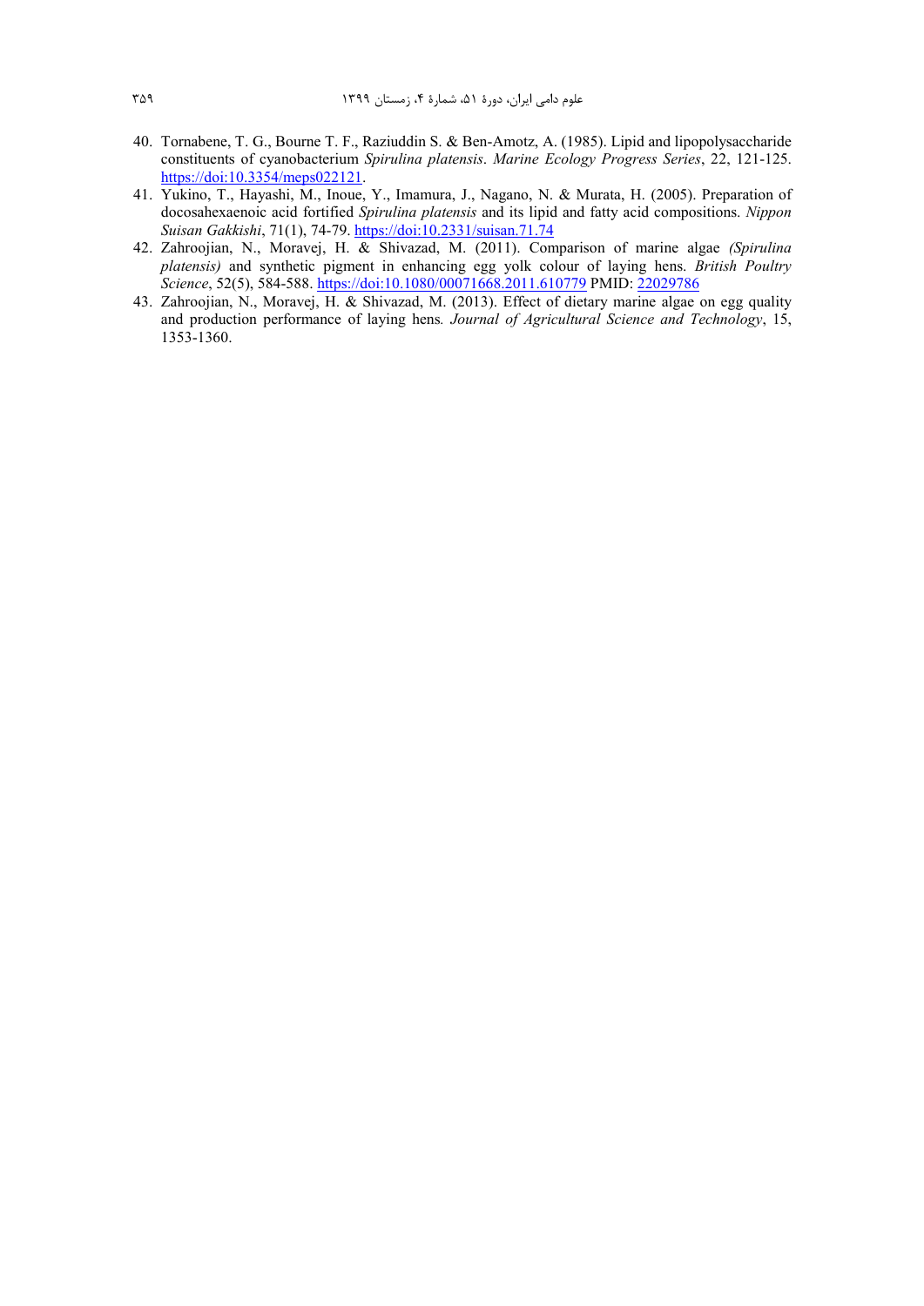40. Tornabene, T. G., Bourne T. F., Raziuddin S. & Ben-Amotz, A. (1985). Lipid and lipopolysaccharide constituents of cyanobacterium *Spirulina platensis*. *Marine Ecology Progress Series*, 22, 121-125. https://doi:10.3354/meps022121.
41. Yukino, T., Hayashi, M., Inoue, Y., Imamura, J., Nagano, N. & Murata, H. (2005). Preparation of docosahexaenoic acid fortified *Spirulina platensis* and its lipid and fatty acid compositions. *Nippon Suisan Gakkishi*, 71(1), 74-79. https://doi:10.2331/suisan.71.74
42. Zahroojian, N., Moravej, H. & Shivazad, M. (2011). Comparison of marine algae *(Spirulina platensis)* and synthetic pigment in enhancing egg yolk colour of laying hens. *British Poultry Science*, 52(5), 584-588. https://doi:10.1080/00071668.2011.610779 PMID: 22029786
43. Zahroojian, N., Moravej, H. & Shivazad, M. (2013). Effect of dietary marine algae on egg quality and production performance of laying hens. *Journal of Agricultural Science and Technology*, 15, 1353-1360.